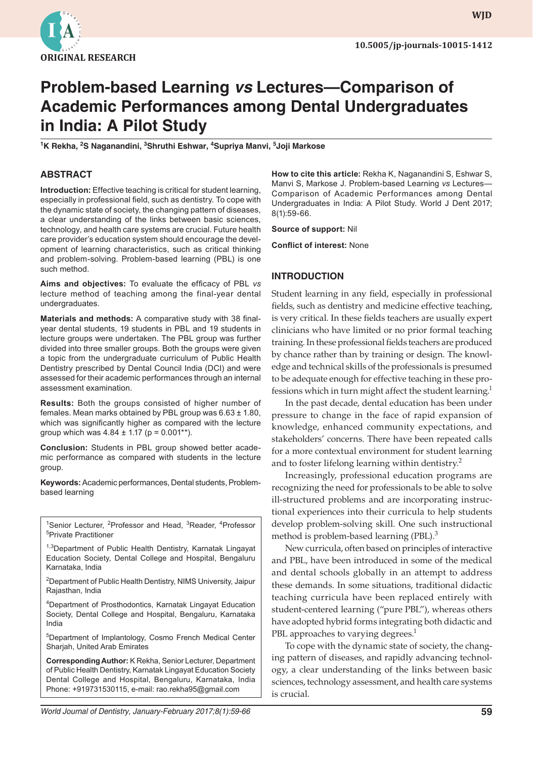ORIGINAL RESEARCH

10.5005/jp-journals-10015-1412

# Problem-based Learning *vs* Lectures—Comparison of Academic Performances among Dental Undergraduates in India: A Pilot Study

[1]K Rekha, [2]S Naganandini, [3]Shruthi Eshwar, [4]Supriya Manvi, [5]Joji Markose

## ABSTRACT

**Introduction:** Effective teaching is critical for student learning, especially in professional field, such as dentistry. To cope with the dynamic state of society, the changing pattern of diseases, a clear understanding of the links between basic sciences, technology, and health care systems are crucial. Future health care provider's education system should encourage the development of learning characteristics, such as critical thinking and problem-solving. Problem-based learning (PBL) is one such method.

**Aims and objectives:** To evaluate the efficacy of PBL *vs* lecture method of teaching among the final-year dental undergraduates.

**Materials and methods:** A comparative study with 38 final-year dental students, 19 students in PBL and 19 students in lecture groups were undertaken. The PBL group was further divided into three smaller groups. Both the groups were given a topic from the undergraduate curriculum of Public Health Dentistry prescribed by Dental Council India (DCI) and were assessed for their academic performances through an internal assessment examination.

**Results:** Both the groups consisted of higher number of females. Mean marks obtained by PBL group was 6.63 ± 1.80, which was significantly higher as compared with the lecture group which was 4.84 ± 1.17 (p = 0.001**).

**Conclusion:** Students in PBL group showed better academic performance as compared with students in the lecture group.

**Keywords:** Academic performances, Dental students, Problem-based learning

[1]Senior Lecturer, [2]Professor and Head, [3]Reader, [4]Professor
[5]Private Practitioner

[1,3]Department of Public Health Dentistry, Karnatak Lingayat Education Society, Dental College and Hospital, Bengaluru Karnataka, India

[2]Department of Public Health Dentistry, NIMS University, Jaipur Rajasthan, India

[4]Department of Prosthodontics, Karnatak Lingayat Education Society, Dental College and Hospital, Bengaluru, Karnataka India

[5]Department of Implantology, Cosmo French Medical Center Sharjah, United Arab Emirates

**Corresponding Author:** K Rekha, Senior Lecturer, Department of Public Health Dentistry, Karnatak Lingayat Education Society Dental College and Hospital, Bengaluru, Karnataka, India Phone: +919731530115, e-mail: rao.rekha95@gmail.com

**How to cite this article:** Rekha K, Naganandini S, Eshwar S, Manvi S, Markose J. Problem-based Learning *vs* Lectures—Comparison of Academic Performances among Dental Undergraduates in India: A Pilot Study. World J Dent 2017; 8(1):59-66.

**Source of support:** Nil

**Conflict of interest:** None

## INTRODUCTION

Student learning in any field, especially in professional fields, such as dentistry and medicine effective teaching, is very critical. In these fields teachers are usually expert clinicians who have limited or no prior formal teaching training. In these professional fields teachers are produced by chance rather than by training or design. The knowledge and technical skills of the professionals is presumed to be adequate enough for effective teaching in these professions which in turn might affect the student learning.[1]

In the past decade, dental education has been under pressure to change in the face of rapid expansion of knowledge, enhanced community expectations, and stakeholders' concerns. There have been repeated calls for a more contextual environment for student learning and to foster lifelong learning within dentistry.[2]

Increasingly, professional education programs are recognizing the need for professionals to be able to solve ill-structured problems and are incorporating instructional experiences into their curricula to help students develop problem-solving skill. One such instructional method is problem-based learning (PBL).[3]

New curricula, often based on principles of interactive and PBL, have been introduced in some of the medical and dental schools globally in an attempt to address these demands. In some situations, traditional didactic teaching curricula have been replaced entirely with student-centered learning ("pure PBL"), whereas others have adopted hybrid forms integrating both didactic and PBL approaches to varying degrees.[1]

To cope with the dynamic state of society, the changing pattern of diseases, and rapidly advancing technology, a clear understanding of the links between basic sciences, technology assessment, and health care systems is crucial.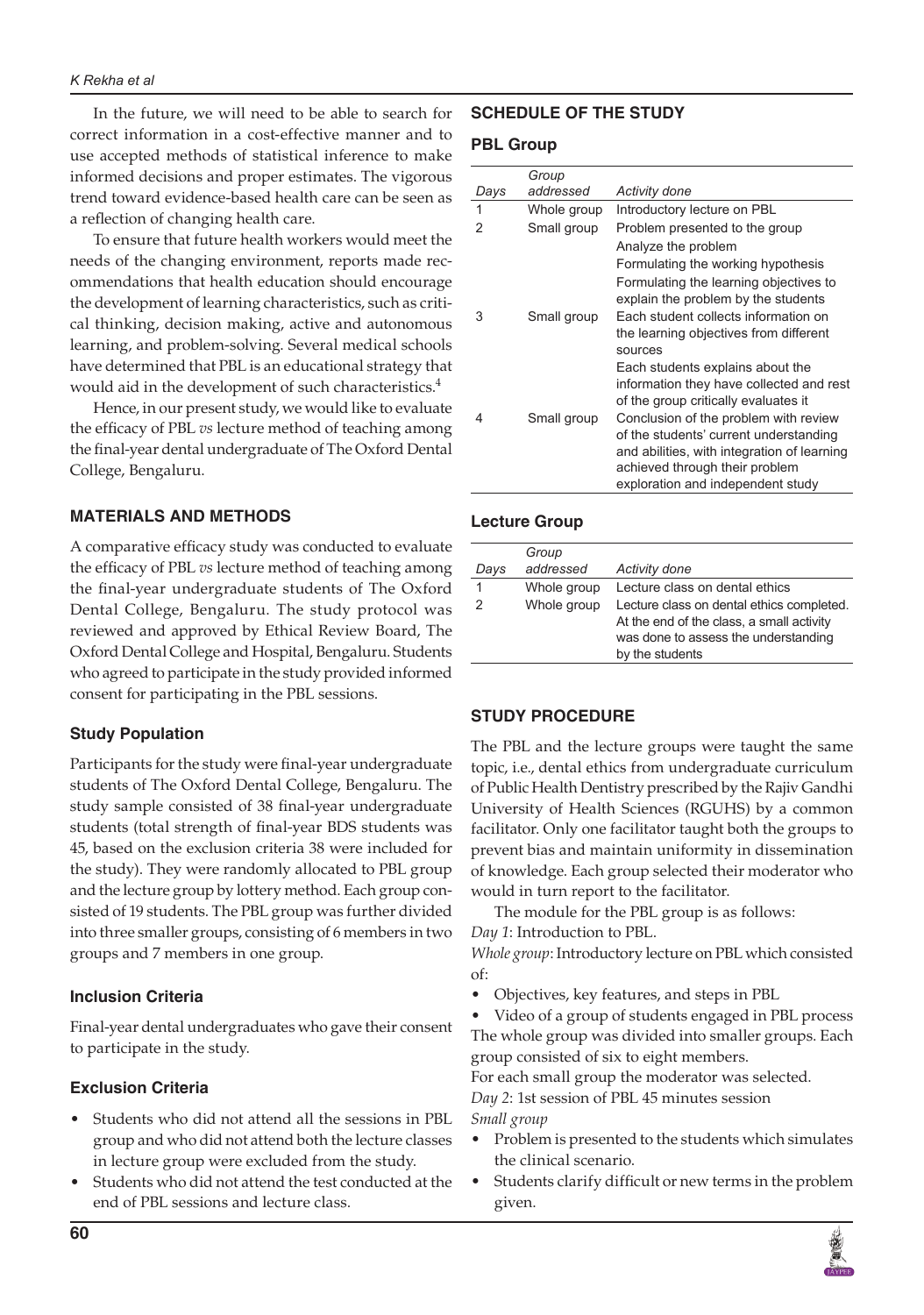In the future, we will need to be able to search for correct information in a cost-effective manner and to use accepted methods of statistical inference to make informed decisions and proper estimates. The vigorous trend toward evidence-based health care can be seen as a reflection of changing health care.

To ensure that future health workers would meet the needs of the changing environment, reports made recommendations that health education should encourage the development of learning characteristics, such as critical thinking, decision making, active and autonomous learning, and problem-solving. Several medical schools have determined that PBL is an educational strategy that would aid in the development of such characteristics.[4]

Hence, in our present study, we would like to evaluate the efficacy of PBL *vs* lecture method of teaching among the final-year dental undergraduate of The Oxford Dental College, Bengaluru.

## MATERIALS AND METHODS

A comparative efficacy study was conducted to evaluate the efficacy of PBL *vs* lecture method of teaching among the final-year undergraduate students of The Oxford Dental College, Bengaluru. The study protocol was reviewed and approved by Ethical Review Board, The Oxford Dental College and Hospital, Bengaluru. Students who agreed to participate in the study provided informed consent for participating in the PBL sessions.

### Study Population

Participants for the study were final-year undergraduate students of The Oxford Dental College, Bengaluru. The study sample consisted of 38 final-year undergraduate students (total strength of final-year BDS students was 45, based on the exclusion criteria 38 were included for the study). They were randomly allocated to PBL group and the lecture group by lottery method. Each group consisted of 19 students. The PBL group was further divided into three smaller groups, consisting of 6 members in two groups and 7 members in one group.

### Inclusion Criteria

Final-year dental undergraduates who gave their consent to participate in the study.

### Exclusion Criteria

- Students who did not attend all the sessions in PBL group and who did not attend both the lecture classes in lecture group were excluded from the study.
- Students who did not attend the test conducted at the end of PBL sessions and lecture class.

## SCHEDULE OF THE STUDY

### PBL Group

| *Days* | *Group addressed* | *Activity done* |
|---|---|---|
| 1 | Whole group | Introductory lecture on PBL |
| 2 | Small group | Problem presented to the group<br>Analyze the problem<br>Formulating the working hypothesis<br>Formulating the learning objectives to explain the problem by the students |
| 3 | Small group | Each student collects information on the learning objectives from different sources<br>Each students explains about the information they have collected and rest of the group critically evaluates it |
| 4 | Small group | Conclusion of the problem with review of the students' current understanding and abilities, with integration of learning achieved through their problem exploration and independent study |

### Lecture Group

| *Days* | *Group addressed* | *Activity done* |
|---|---|---|
| 1 | Whole group | Lecture class on dental ethics |
| 2 | Whole group | Lecture class on dental ethics completed. At the end of the class, a small activity was done to assess the understanding by the students |

## STUDY PROCEDURE

The PBL and the lecture groups were taught the same topic, i.e., dental ethics from undergraduate curriculum of Public Health Dentistry prescribed by the Rajiv Gandhi University of Health Sciences (RGUHS) by a common facilitator. Only one facilitator taught both the groups to prevent bias and maintain uniformity in dissemination of knowledge. Each group selected their moderator who would in turn report to the facilitator.

The module for the PBL group is as follows:

*Day 1*: Introduction to PBL.

*Whole group*: Introductory lecture on PBL which consisted of:

- Objectives, key features, and steps in PBL
- Video of a group of students engaged in PBL process

The whole group was divided into smaller groups. Each group consisted of six to eight members.

For each small group the moderator was selected.

*Day 2*: 1st session of PBL 45 minutes session

*Small group*

- Problem is presented to the students which simulates the clinical scenario.
- Students clarify difficult or new terms in the problem given.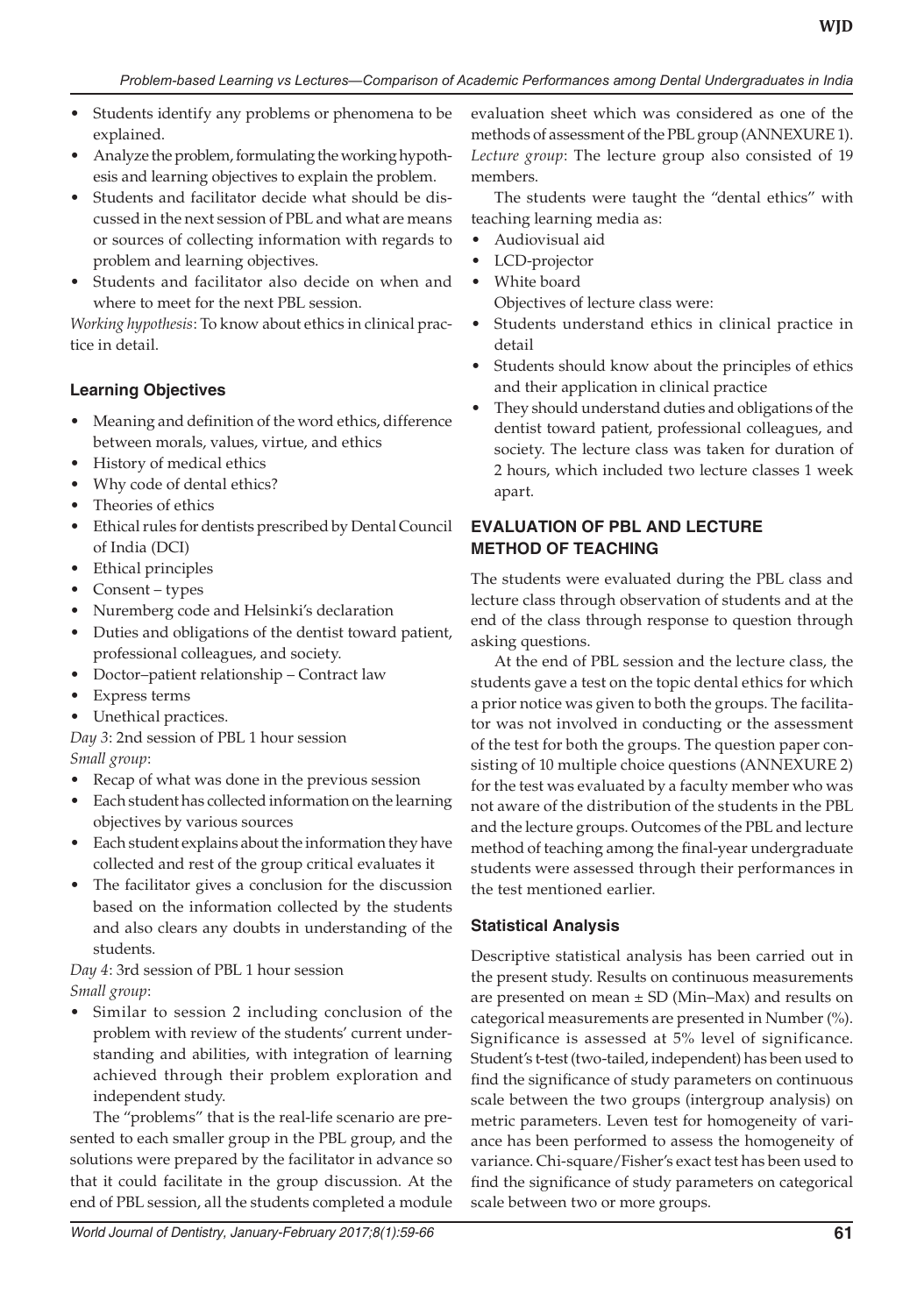- Students identify any problems or phenomena to be explained.
- Analyze the problem, formulating the working hypothesis and learning objectives to explain the problem.
- Students and facilitator decide what should be discussed in the next session of PBL and what are means or sources of collecting information with regards to problem and learning objectives.
- Students and facilitator also decide on when and where to meet for the next PBL session.

*Working hypothesis*: To know about ethics in clinical practice in detail.

### Learning Objectives

- Meaning and definition of the word ethics, difference between morals, values, virtue, and ethics
- History of medical ethics
- Why code of dental ethics?
- Theories of ethics
- Ethical rules for dentists prescribed by Dental Council of India (DCI)
- Ethical principles
- Consent – types
- Nuremberg code and Helsinki's declaration
- Duties and obligations of the dentist toward patient, professional colleagues, and society.
- Doctor–patient relationship – Contract law
- Express terms
- Unethical practices.

*Day 3*: 2nd session of PBL 1 hour session

*Small group*:

- Recap of what was done in the previous session
- Each student has collected information on the learning objectives by various sources
- Each student explains about the information they have collected and rest of the group critical evaluates it
- The facilitator gives a conclusion for the discussion based on the information collected by the students and also clears any doubts in understanding of the students.

*Day 4*: 3rd session of PBL 1 hour session

*Small group*:

- Similar to session 2 including conclusion of the problem with review of the students' current understanding and abilities, with integration of learning achieved through their problem exploration and independent study.

The "problems" that is the real-life scenario are presented to each smaller group in the PBL group, and the solutions were prepared by the facilitator in advance so that it could facilitate in the group discussion. At the end of PBL session, all the students completed a module evaluation sheet which was considered as one of the methods of assessment of the PBL group (ANNEXURE 1).

*Lecture group*: The lecture group also consisted of 19 members.

The students were taught the "dental ethics" with teaching learning media as:

- Audiovisual aid
- LCD-projector
- White board

Objectives of lecture class were:

- Students understand ethics in clinical practice in detail
- Students should know about the principles of ethics and their application in clinical practice
- They should understand duties and obligations of the dentist toward patient, professional colleagues, and society. The lecture class was taken for duration of 2 hours, which included two lecture classes 1 week apart.

## EVALUATION OF PBL AND LECTURE METHOD OF TEACHING

The students were evaluated during the PBL class and lecture class through observation of students and at the end of the class through response to question through asking questions.

At the end of PBL session and the lecture class, the students gave a test on the topic dental ethics for which a prior notice was given to both the groups. The facilitator was not involved in conducting or the assessment of the test for both the groups. The question paper consisting of 10 multiple choice questions (ANNEXURE 2) for the test was evaluated by a faculty member who was not aware of the distribution of the students in the PBL and the lecture groups. Outcomes of the PBL and lecture method of teaching among the final-year undergraduate students were assessed through their performances in the test mentioned earlier.

### Statistical Analysis

Descriptive statistical analysis has been carried out in the present study. Results on continuous measurements are presented on mean ± SD (Min–Max) and results on categorical measurements are presented in Number (%). Significance is assessed at 5% level of significance. Student's t-test (two-tailed, independent) has been used to find the significance of study parameters on continuous scale between the two groups (intergroup analysis) on metric parameters. Leven test for homogeneity of variance has been performed to assess the homogeneity of variance. Chi-square/Fisher's exact test has been used to find the significance of study parameters on categorical scale between two or more groups.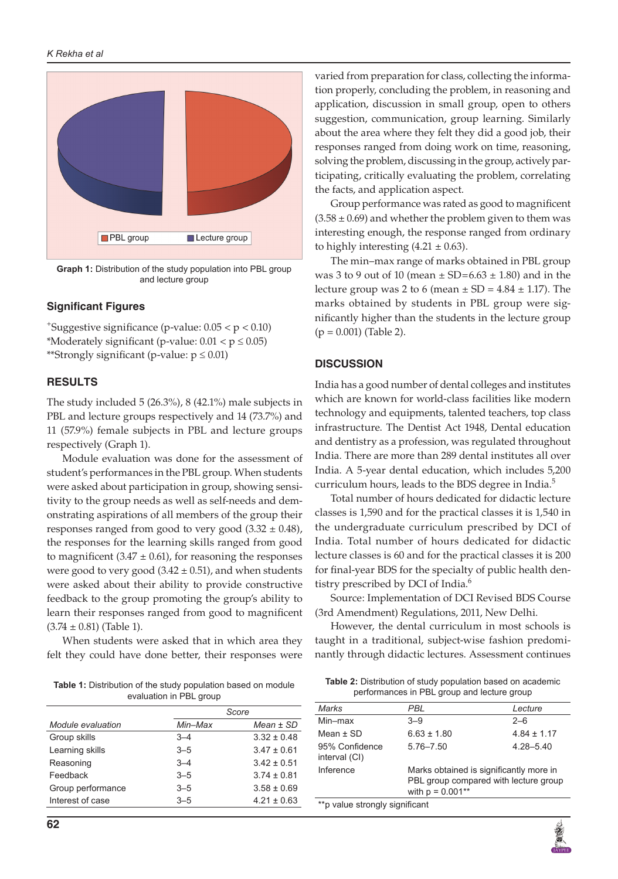Graph 1: Distribution of the study population into PBL group and lecture group

### Significant Figures

+Suggestive significance (p-value: $0.05 < p < 0.10$)
*Moderately significant (p-value: $0.01 < p \leq 0.05$)
**Strongly significant (p-value: $p \leq 0.01$)

## RESULTS

The study included 5 (26.3%), 8 (42.1%) male subjects in PBL and lecture groups respectively and 14 (73.7%) and 11 (57.9%) female subjects in PBL and lecture groups respectively (Graph 1).

Module evaluation was done for the assessment of student's performances in the PBL group. When students were asked about participation in group, showing sensitivity to the group needs as well as self-needs and demonstrating aspirations of all members of the group their responses ranged from good to very good (3.32 ± 0.48), the responses for the learning skills ranged from good to magnificent (3.47 ± 0.61), for reasoning the responses were good to very good (3.42 ± 0.51), and when students were asked about their ability to provide constructive feedback to the group promoting the group's ability to learn their responses ranged from good to magnificent (3.74 ± 0.81) (Table 1).

When students were asked that in which area they felt they could have done better, their responses were varied from preparation for class, collecting the information properly, concluding the problem, in reasoning and application, discussion in small group, open to others suggestion, communication, group learning. Similarly about the area where they felt they did a good job, their responses ranged from doing work on time, reasoning, solving the problem, discussing in the group, actively participating, critically evaluating the problem, correlating the facts, and application aspect.

Group performance was rated as good to magnificent (3.58 ± 0.69) and whether the problem given to them was interesting enough, the response ranged from ordinary to highly interesting (4.21 ± 0.63).

The min–max range of marks obtained in PBL group was 3 to 9 out of 10 (mean ± SD=6.63 ± 1.80) and in the lecture group was 2 to 6 (mean ± SD = 4.84 ± 1.17). The marks obtained by students in PBL group were significantly higher than the students in the lecture group (p = 0.001) (Table 2).

**Table 1:** Distribution of the study population based on module evaluation in PBL group

| | Score | |
|---|---|---|
| *Module evaluation* | *Min–Max* | *Mean ± SD* |
| Group skills | 3–4 | 3.32 ± 0.48 |
| Learning skills | 3–5 | 3.47 ± 0.61 |
| Reasoning | 3–4 | 3.42 ± 0.51 |
| Feedback | 3–5 | 3.74 ± 0.81 |
| Group performance | 3–5 | 3.58 ± 0.69 |
| Interest of case | 3–5 | 4.21 ± 0.63 |

## DISCUSSION

India has a good number of dental colleges and institutes which are known for world-class facilities like modern technology and equipments, talented teachers, top class infrastructure. The Dentist Act 1948, Dental education and dentistry as a profession, was regulated throughout India. There are more than 289 dental institutes all over India. A 5-year dental education, which includes 5,200 curriculum hours, leads to the BDS degree in India.[5]

Total number of hours dedicated for didactic lecture classes is 1,590 and for the practical classes it is 1,540 in the undergraduate curriculum prescribed by DCI of India. Total number of hours dedicated for didactic lecture classes is 60 and for the practical classes it is 200 for final-year BDS for the specialty of public health dentistry prescribed by DCI of India.[6]

Source: Implementation of DCI Revised BDS Course (3rd Amendment) Regulations, 2011, New Delhi.

However, the dental curriculum in most schools is taught in a traditional, subject-wise fashion predominantly through didactic lectures. Assessment continues

**Table 2:** Distribution of study population based on academic performances in PBL group and lecture group

| *Marks* | *PBL* | *Lecture* |
|---|---|---|
| Min–max | 3–9 | 2–6 |
| Mean ± SD | 6.63 ± 1.80 | 4.84 ± 1.17 |
| 95% Confidence interval (CI) | 5.76–7.50 | 4.28–5.40 |
| Inference | Marks obtained is significantly more in PBL group compared with lecture group with p = 0.001** | |

**p value strongly significant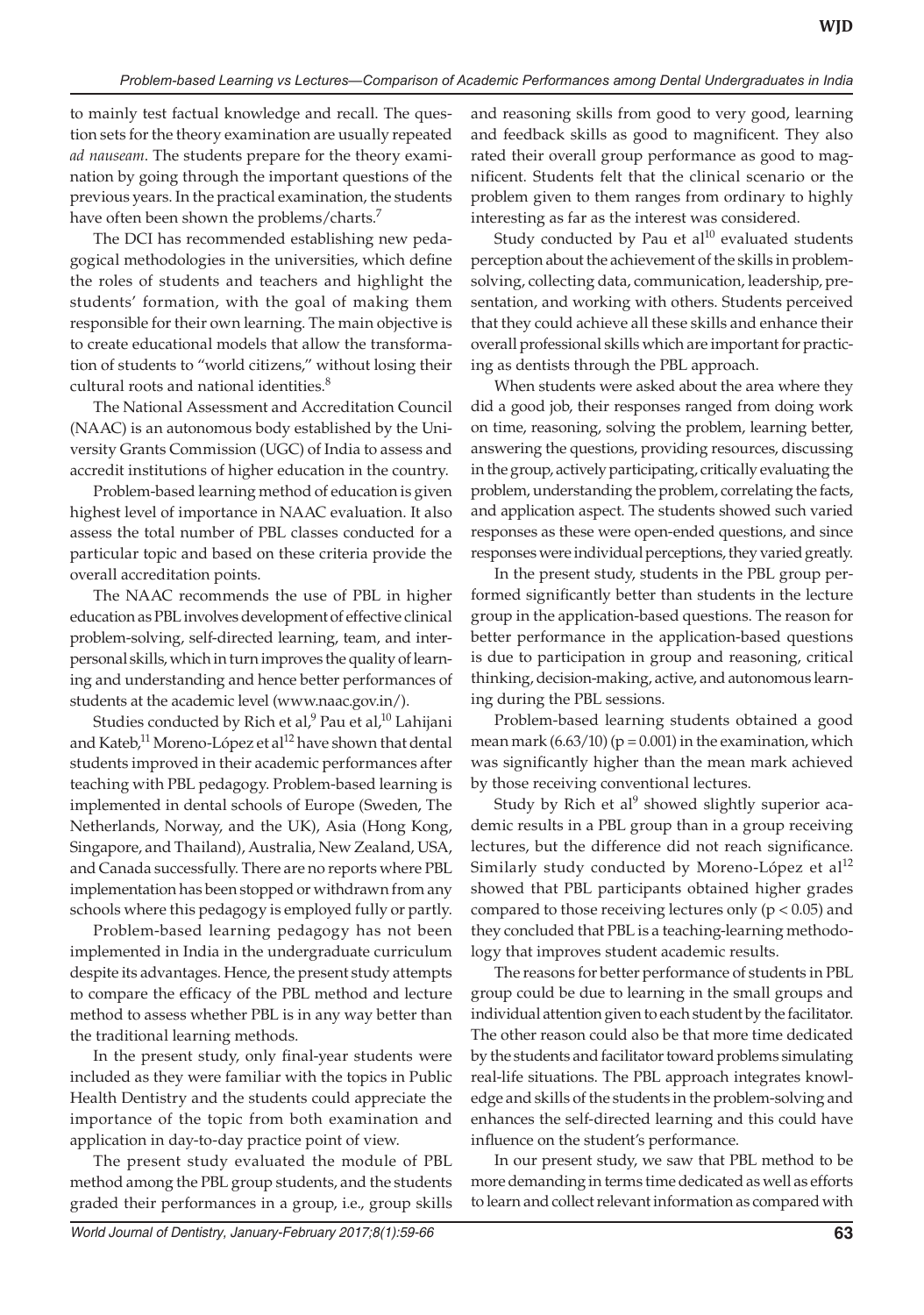to mainly test factual knowledge and recall. The question sets for the theory examination are usually repeated *ad nauseam*. The students prepare for the theory examination by going through the important questions of the previous years. In the practical examination, the students have often been shown the problems/charts.[7]

The DCI has recommended establishing new pedagogical methodologies in the universities, which define the roles of students and teachers and highlight the students' formation, with the goal of making them responsible for their own learning. The main objective is to create educational models that allow the transformation of students to "world citizens," without losing their cultural roots and national identities.[8]

The National Assessment and Accreditation Council (NAAC) is an autonomous body established by the University Grants Commission (UGC) of India to assess and accredit institutions of higher education in the country.

Problem-based learning method of education is given highest level of importance in NAAC evaluation. It also assess the total number of PBL classes conducted for a particular topic and based on these criteria provide the overall accreditation points.

The NAAC recommends the use of PBL in higher education as PBL involves development of effective clinical problem-solving, self-directed learning, team, and interpersonal skills, which in turn improves the quality of learning and understanding and hence better performances of students at the academic level (www.naac.gov.in/).

Studies conducted by Rich et al,[9] Pau et al,[10] Lahijani and Kateb,[11] Moreno-López et al[12] have shown that dental students improved in their academic performances after teaching with PBL pedagogy. Problem-based learning is implemented in dental schools of Europe (Sweden, The Netherlands, Norway, and the UK), Asia (Hong Kong, Singapore, and Thailand), Australia, New Zealand, USA, and Canada successfully. There are no reports where PBL implementation has been stopped or withdrawn from any schools where this pedagogy is employed fully or partly.

Problem-based learning pedagogy has not been implemented in India in the undergraduate curriculum despite its advantages. Hence, the present study attempts to compare the efficacy of the PBL method and lecture method to assess whether PBL is in any way better than the traditional learning methods.

In the present study, only final-year students were included as they were familiar with the topics in Public Health Dentistry and the students could appreciate the importance of the topic from both examination and application in day-to-day practice point of view.

The present study evaluated the module of PBL method among the PBL group students, and the students graded their performances in a group, i.e., group skills and reasoning skills from good to very good, learning and feedback skills as good to magnificent. They also rated their overall group performance as good to magnificent. Students felt that the clinical scenario or the problem given to them ranges from ordinary to highly interesting as far as the interest was considered.

Study conducted by Pau et al[10] evaluated students perception about the achievement of the skills in problem-solving, collecting data, communication, leadership, presentation, and working with others. Students perceived that they could achieve all these skills and enhance their overall professional skills which are important for practicing as dentists through the PBL approach.

When students were asked about the area where they did a good job, their responses ranged from doing work on time, reasoning, solving the problem, learning better, answering the questions, providing resources, discussing in the group, actively participating, critically evaluating the problem, understanding the problem, correlating the facts, and application aspect. The students showed such varied responses as these were open-ended questions, and since responses were individual perceptions, they varied greatly.

In the present study, students in the PBL group performed significantly better than students in the lecture group in the application-based questions. The reason for better performance in the application-based questions is due to participation in group and reasoning, critical thinking, decision-making, active, and autonomous learning during the PBL sessions.

Problem-based learning students obtained a good mean mark (6.63/10) ($p = 0.001$) in the examination, which was significantly higher than the mean mark achieved by those receiving conventional lectures.

Study by Rich et al[9] showed slightly superior academic results in a PBL group than in a group receiving lectures, but the difference did not reach significance. Similarly study conducted by Moreno-López et al[12] showed that PBL participants obtained higher grades compared to those receiving lectures only ($p < 0.05$) and they concluded that PBL is a teaching-learning methodology that improves student academic results.

The reasons for better performance of students in PBL group could be due to learning in the small groups and individual attention given to each student by the facilitator. The other reason could also be that more time dedicated by the students and facilitator toward problems simulating real-life situations. The PBL approach integrates knowledge and skills of the students in the problem-solving and enhances the self-directed learning and this could have influence on the student's performance.

In our present study, we saw that PBL method to be more demanding in terms time dedicated as well as efforts to learn and collect relevant information as compared with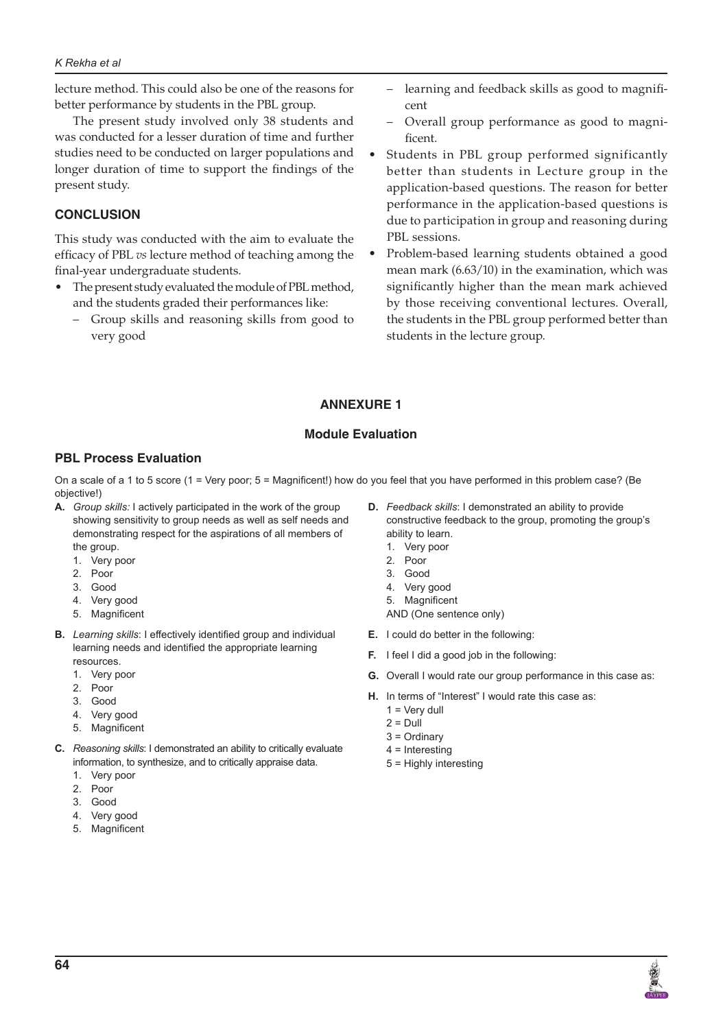lecture method. This could also be one of the reasons for better performance by students in the PBL group.

The present study involved only 38 students and was conducted for a lesser duration of time and further studies need to be conducted on larger populations and longer duration of time to support the findings of the present study.

## CONCLUSION

This study was conducted with the aim to evaluate the efficacy of PBL *vs* lecture method of teaching among the final-year undergraduate students.

- The present study evaluated the module of PBL method, and the students graded their performances like:
  - Group skills and reasoning skills from good to very good
  - learning and feedback skills as good to magnificent
  - Overall group performance as good to magnificent.
- Students in PBL group performed significantly better than students in Lecture group in the application-based questions. The reason for better performance in the application-based questions is due to participation in group and reasoning during PBL sessions.
- Problem-based learning students obtained a good mean mark (6.63/10) in the examination, which was significantly higher than the mean mark achieved by those receiving conventional lectures. Overall, the students in the PBL group performed better than students in the lecture group.

## ANNEXURE 1

### Module Evaluation

### PBL Process Evaluation

On a scale of a 1 to 5 score (1 = Very poor; 5 = Magnificent!) how do you feel that you have performed in this problem case? (Be objective!)

**A.** *Group skills:* I actively participated in the work of the group showing sensitivity to group needs as well as self needs and demonstrating respect for the aspirations of all members of the group.
1. Very poor
2. Poor
3. Good
4. Very good
5. Magnificent

**B.** *Learning skills*: I effectively identified group and individual learning needs and identified the appropriate learning resources.
1. Very poor
2. Poor
3. Good
4. Very good
5. Magnificent

**C.** *Reasoning skills*: I demonstrated an ability to critically evaluate information, to synthesize, and to critically appraise data.
1. Very poor
2. Poor
3. Good
4. Very good
5. Magnificent

**D.** *Feedback skills*: I demonstrated an ability to provide constructive feedback to the group, promoting the group's ability to learn.
1. Very poor
2. Poor
3. Good
4. Very good
5. Magnificent

AND (One sentence only)

**E.** I could do better in the following:

**F.** I feel I did a good job in the following:

**G.** Overall I would rate our group performance in this case as:

**H.** In terms of "Interest" I would rate this case as:

1 = Very dull
2 = Dull
3 = Ordinary
4 = Interesting
5 = Highly interesting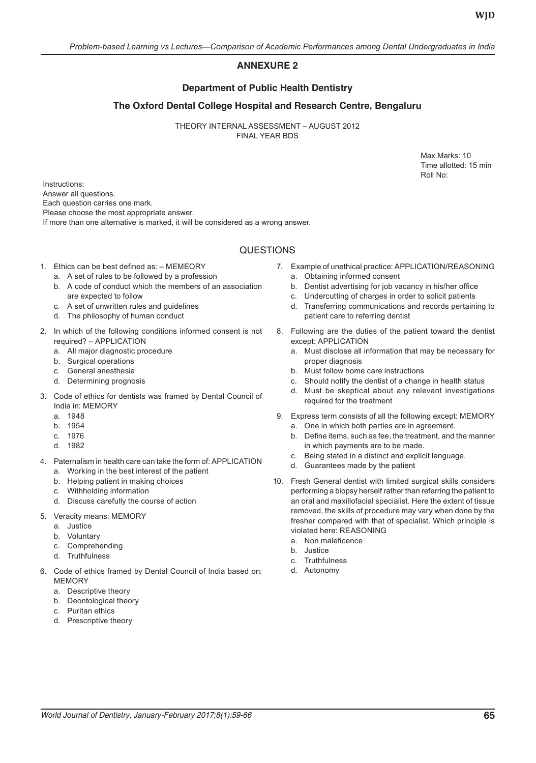## ANNEXURE 2

### Department of Public Health Dentistry

### The Oxford Dental College Hospital and Research Centre, Bengaluru

THEORY INTERNAL ASSESSMENT – AUGUST 2012
FINAL YEAR BDS

Max.Marks: 10
Time allotted: 15 min
Roll No:

Instructions:
Answer all questions.
Each question carries one mark.
Please choose the most appropriate answer.
If more than one alternative is marked, it will be considered as a wrong answer.

QUESTIONS

1. Ethics can be best defined as: – MEMEORY
   a. A set of rules to be followed by a profession
   b. A code of conduct which the members of an association are expected to follow
   c. A set of unwritten rules and guidelines
   d. The philosophy of human conduct
2. In which of the following conditions informed consent is not required? – APPLICATION
   a. All major diagnostic procedure
   b. Surgical operations
   c. General anesthesia
   d. Determining prognosis
3. Code of ethics for dentists was framed by Dental Council of India in: MEMORY
   a. 1948
   b. 1954
   c. 1976
   d. 1982
4. Paternalism in health care can take the form of: APPLICATION
   a. Working in the best interest of the patient
   b. Helping patient in making choices
   c. Withholding information
   d. Discuss carefully the course of action
5. Veracity means: MEMORY
   a. Justice
   b. Voluntary
   c. Comprehending
   d. Truthfulness
6. Code of ethics framed by Dental Council of India based on: MEMORY
   a. Descriptive theory
   b. Deontological theory
   c. Puritan ethics
   d. Prescriptive theory
7. Example of unethical practice: APPLICATION/REASONING
   a. Obtaining informed consent
   b. Dentist advertising for job vacancy in his/her office
   c. Undercutting of charges in order to solicit patients
   d. Transferring communications and records pertaining to patient care to referring dentist
8. Following are the duties of the patient toward the dentist except: APPLICATION
   a. Must disclose all information that may be necessary for proper diagnosis
   b. Must follow home care instructions
   c. Should notify the dentist of a change in health status
   d. Must be skeptical about any relevant investigations required for the treatment
9. Express term consists of all the following except: MEMORY
   a. One in which both parties are in agreement.
   b. Define items, such as fee, the treatment, and the manner in which payments are to be made.
   c. Being stated in a distinct and explicit language.
   d. Guarantees made by the patient
10. Fresh General dentist with limited surgical skills considers performing a biopsy herself rather than referring the patient to an oral and maxillofacial specialist. Here the extent of tissue removed, the skills of procedure may vary when done by the fresher compared with that of specialist. Which principle is violated here: REASONING
    a. Non maleficence
    b. Justice
    c. Truthfulness
    d. Autonomy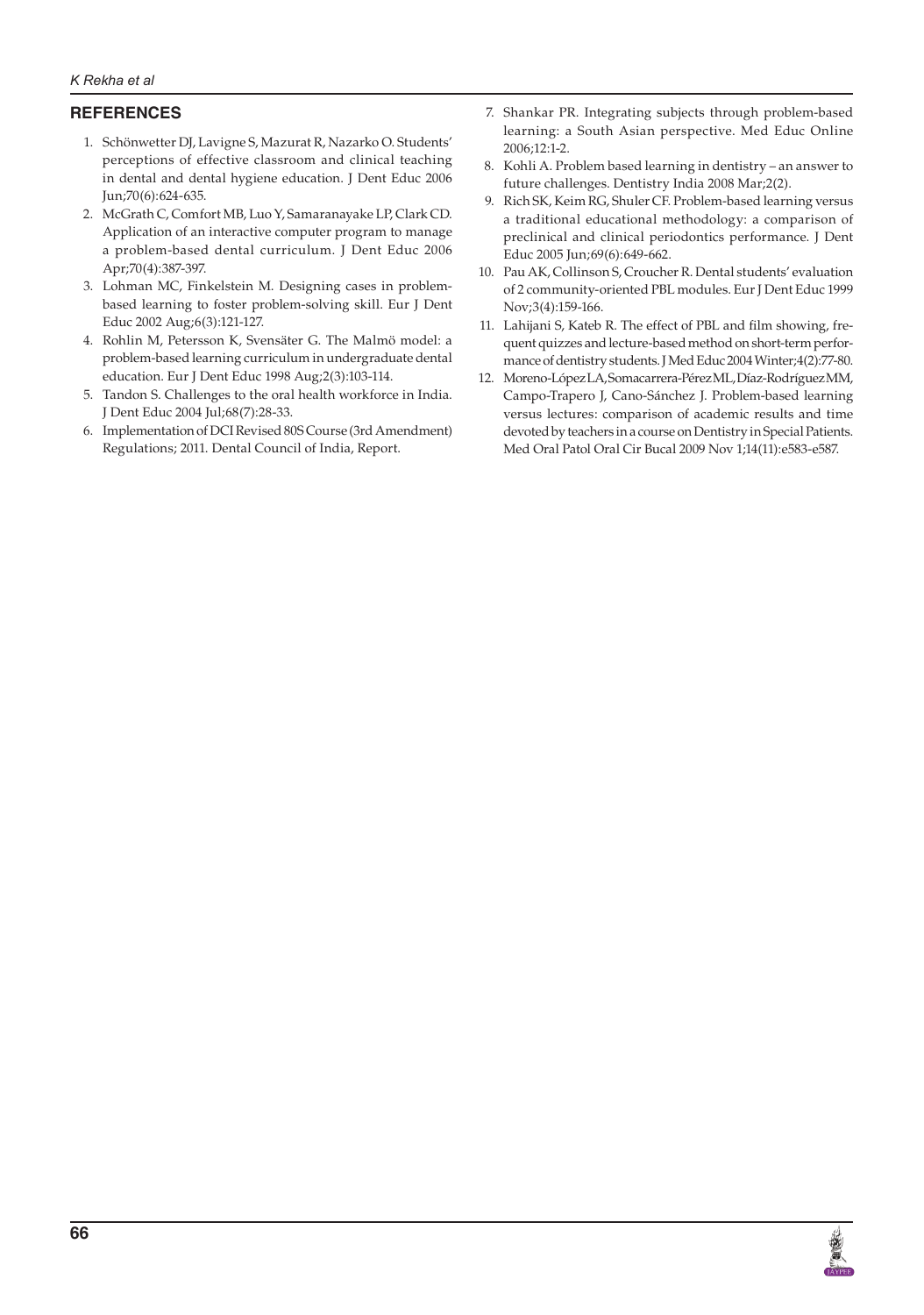## REFERENCES

1. Schönwetter DJ, Lavigne S, Mazurat R, Nazarko O. Students' perceptions of effective classroom and clinical teaching in dental and dental hygiene education. J Dent Educ 2006 Jun;70(6):624-635.
2. McGrath C, Comfort MB, Luo Y, Samaranayake LP, Clark CD. Application of an interactive computer program to manage a problem-based dental curriculum. J Dent Educ 2006 Apr;70(4):387-397.
3. Lohman MC, Finkelstein M. Designing cases in problem-based learning to foster problem-solving skill. Eur J Dent Educ 2002 Aug;6(3):121-127.
4. Rohlin M, Petersson K, Svensäter G. The Malmö model: a problem-based learning curriculum in undergraduate dental education. Eur J Dent Educ 1998 Aug;2(3):103-114.
5. Tandon S. Challenges to the oral health workforce in India. J Dent Educ 2004 Jul;68(7):28-33.
6. Implementation of DCI Revised 80S Course (3rd Amendment) Regulations; 2011. Dental Council of India, Report.
7. Shankar PR. Integrating subjects through problem-based learning: a South Asian perspective. Med Educ Online 2006;12:1-2.
8. Kohli A. Problem based learning in dentistry – an answer to future challenges. Dentistry India 2008 Mar;2(2).
9. Rich SK, Keim RG, Shuler CF. Problem-based learning versus a traditional educational methodology: a comparison of preclinical and clinical periodontics performance. J Dent Educ 2005 Jun;69(6):649-662.
10. Pau AK, Collinson S, Croucher R. Dental students' evaluation of 2 community-oriented PBL modules. Eur J Dent Educ 1999 Nov;3(4):159-166.
11. Lahijani S, Kateb R. The effect of PBL and film showing, frequent quizzes and lecture-based method on short-term performance of dentistry students. J Med Educ 2004 Winter;4(2):77-80.
12. Moreno-López LA, Somacarrera-Pérez ML, Díaz-Rodríguez MM, Campo-Trapero J, Cano-Sánchez J. Problem-based learning versus lectures: comparison of academic results and time devoted by teachers in a course on Dentistry in Special Patients. Med Oral Patol Oral Cir Bucal 2009 Nov 1;14(11):e583-e587.